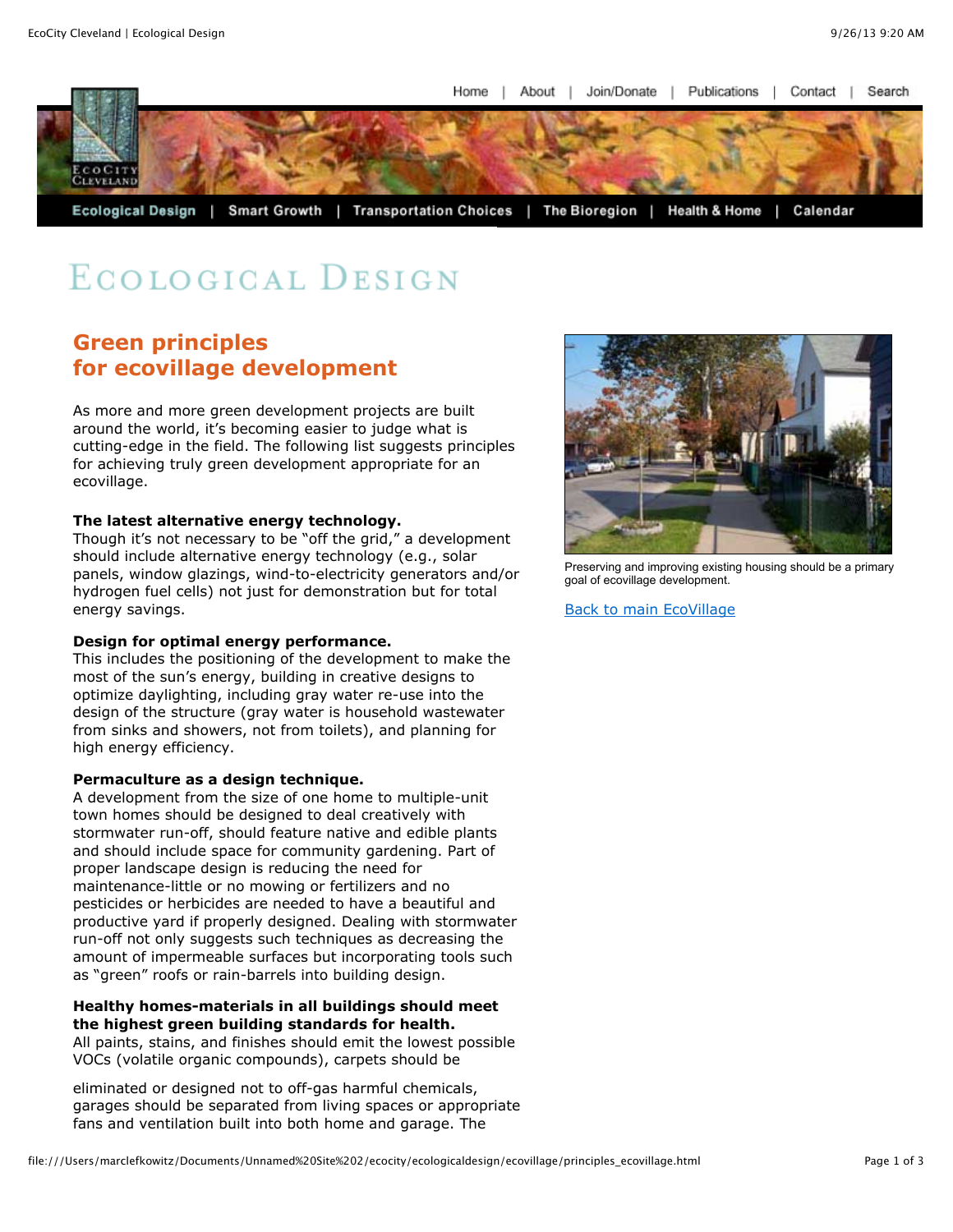# Ecological Design

## Green principles for ecovillage development

As more and more green development projects are built around the world, it's becoming easier to judge what is cutting-edge in the field. The following list suggests principles for achieving truly green development appropriate for an ecovillage.

**The latest alternative energy technology.**
Though it's not necessary to be "off the grid," a development should include alternative energy technology (e.g., solar panels, window glazings, wind-to-electricity generators and/or hydrogen fuel cells) not just for demonstration but for total energy savings.

**Design for optimal energy performance.**
This includes the positioning of the development to make the most of the sun's energy, building in creative designs to optimize daylighting, including gray water re-use into the design of the structure (gray water is household wastewater from sinks and showers, not from toilets), and planning for high energy efficiency.

**Permaculture as a design technique.**
A development from the size of one home to multiple-unit town homes should be designed to deal creatively with stormwater run-off, should feature native and edible plants and should include space for community gardening. Part of proper landscape design is reducing the need for maintenance-little or no mowing or fertilizers and no pesticides or herbicides are needed to have a beautiful and productive yard if properly designed. Dealing with stormwater run-off not only suggests such techniques as decreasing the amount of impermeable surfaces but incorporating tools such as "green" roofs or rain-barrels into building design.

**Healthy homes-materials in all buildings should meet the highest green building standards for health.**
All paints, stains, and finishes should emit the lowest possible VOCs (volatile organic compounds), carpets should be eliminated or designed not to off-gas harmful chemicals, garages should be separated from living spaces or appropriate fans and ventilation built into both home and garage. The

Preserving and improving existing housing should be a primary goal of ecovillage development.

Back to main EcoVillage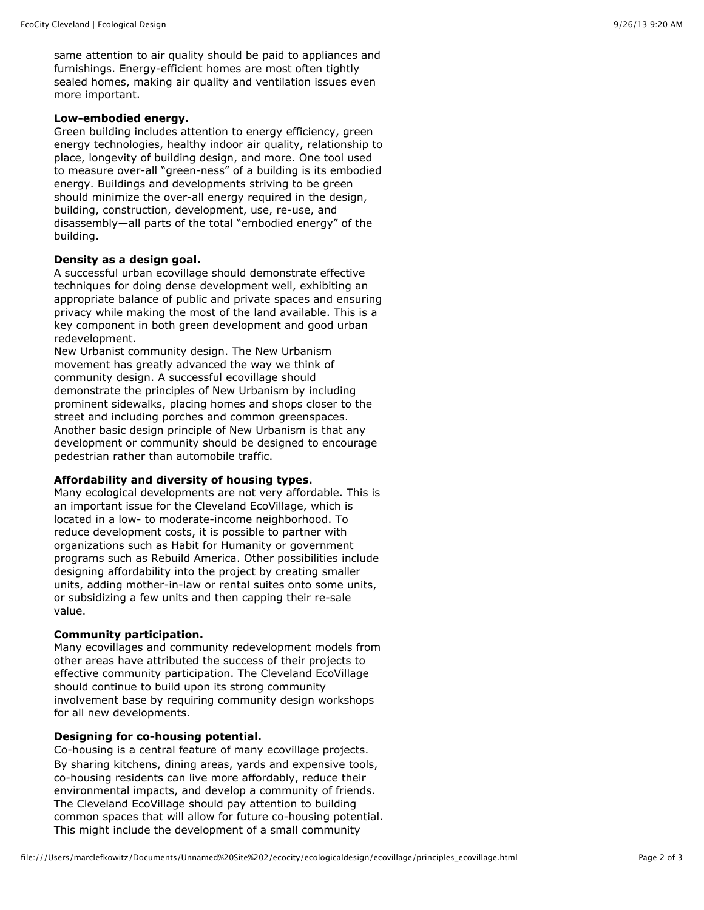same attention to air quality should be paid to appliances and furnishings. Energy-efficient homes are most often tightly sealed homes, making air quality and ventilation issues even more important.

**Low-embodied energy.**
Green building includes attention to energy efficiency, green energy technologies, healthy indoor air quality, relationship to place, longevity of building design, and more. One tool used to measure over-all "green-ness" of a building is its embodied energy. Buildings and developments striving to be green should minimize the over-all energy required in the design, building, construction, development, use, re-use, and disassembly—all parts of the total "embodied energy" of the building.

**Density as a design goal.**
A successful urban ecovillage should demonstrate effective techniques for doing dense development well, exhibiting an appropriate balance of public and private spaces and ensuring privacy while making the most of the land available. This is a key component in both green development and good urban redevelopment.
New Urbanist community design. The New Urbanism movement has greatly advanced the way we think of community design. A successful ecovillage should demonstrate the principles of New Urbanism by including prominent sidewalks, placing homes and shops closer to the street and including porches and common greenspaces. Another basic design principle of New Urbanism is that any development or community should be designed to encourage pedestrian rather than automobile traffic.

**Affordability and diversity of housing types.**
Many ecological developments are not very affordable. This is an important issue for the Cleveland EcoVillage, which is located in a low- to moderate-income neighborhood. To reduce development costs, it is possible to partner with organizations such as Habit for Humanity or government programs such as Rebuild America. Other possibilities include designing affordability into the project by creating smaller units, adding mother-in-law or rental suites onto some units, or subsidizing a few units and then capping their re-sale value.

**Community participation.**
Many ecovillages and community redevelopment models from other areas have attributed the success of their projects to effective community participation. The Cleveland EcoVillage should continue to build upon its strong community involvement base by requiring community design workshops for all new developments.

**Designing for co-housing potential.**
Co-housing is a central feature of many ecovillage projects. By sharing kitchens, dining areas, yards and expensive tools, co-housing residents can live more affordably, reduce their environmental impacts, and develop a community of friends. The Cleveland EcoVillage should pay attention to building common spaces that will allow for future co-housing potential. This might include the development of a small community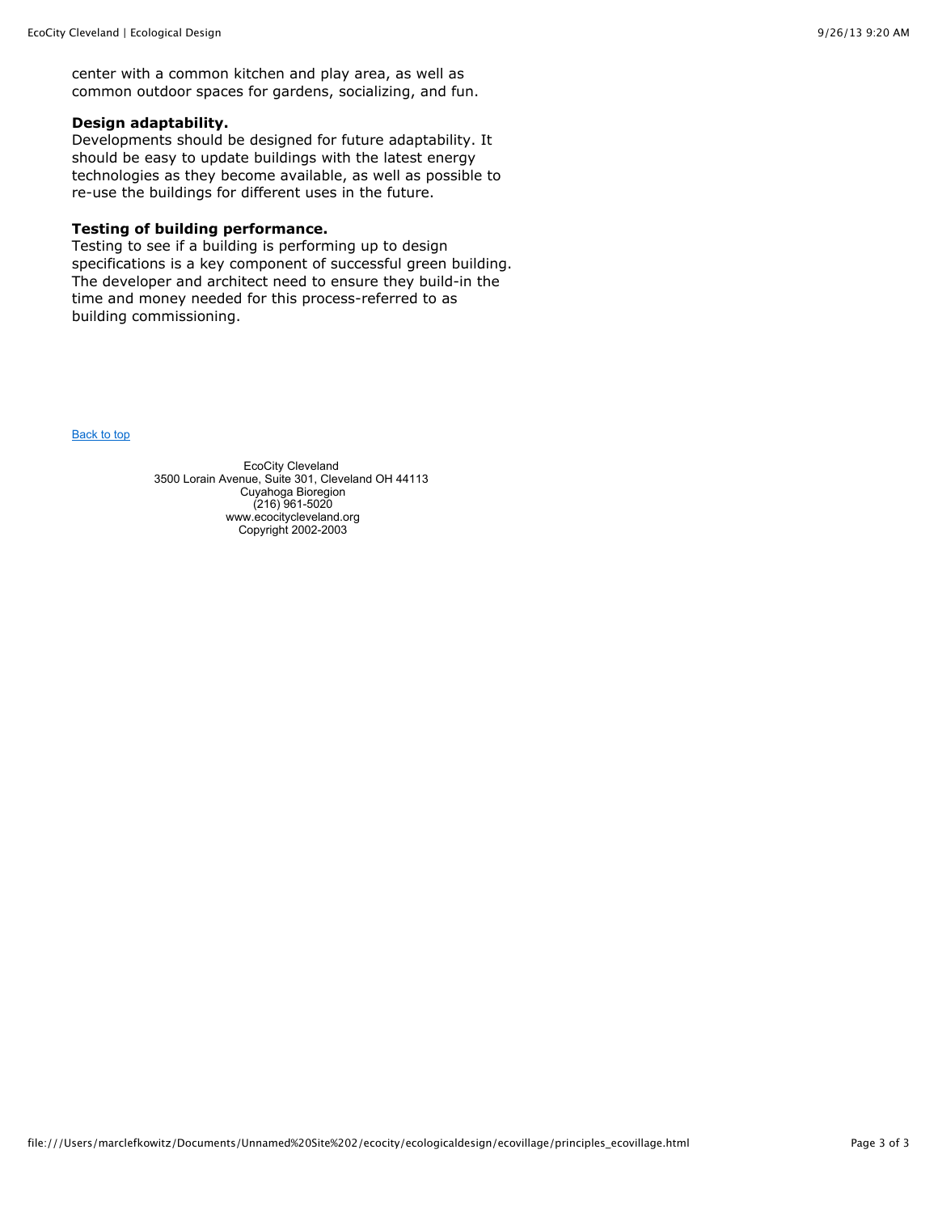center with a common kitchen and play area, as well as common outdoor spaces for gardens, socializing, and fun.

**Design adaptability.**
Developments should be designed for future adaptability. It should be easy to update buildings with the latest energy technologies as they become available, as well as possible to re-use the buildings for different uses in the future.

**Testing of building performance.**
Testing to see if a building is performing up to design specifications is a key component of successful green building. The developer and architect need to ensure they build-in the time and money needed for this process-referred to as building commissioning.

Back to top

EcoCity Cleveland
3500 Lorain Avenue, Suite 301, Cleveland OH 44113
Cuyahoga Bioregion
(216) 961-5020
www.ecocitycleveland.org
Copyright 2002-2003